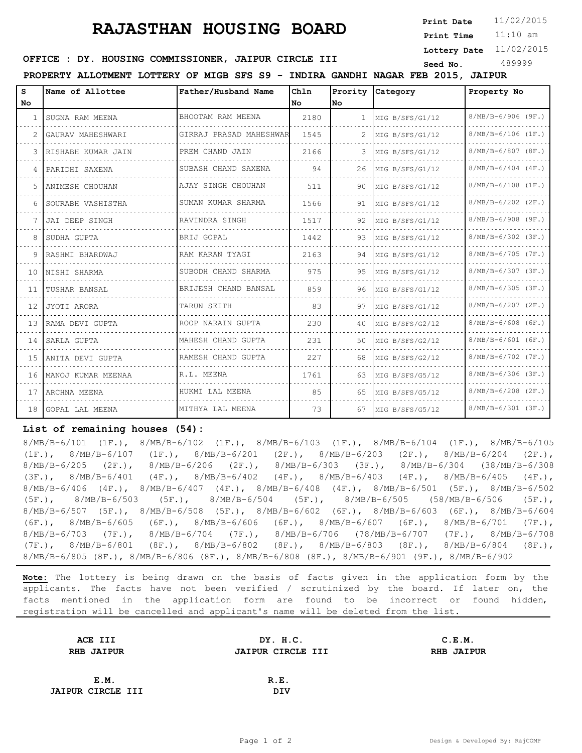# RAJASTHAN HOUSING BOARD

**Print Date** 11/02/2015
**Print Time** 11:10 am
**Lottery Date** 11/02/2015
**Seed No.** 489999

**OFFICE : DY. HOUSING COMMISSIONER, JAIPUR CIRCLE III**

**PROPERTY ALLOTMENT LOTTERY OF MIGB SFS S9 - INDIRA GANDHI NAGAR FEB 2015, JAIPUR**

| S No | Name of Allottee | Father/Husband Name | Chln No | Prority No | Category | Property No |
|---|---|---|---|---|---|---|
| 1 | SUGNA RAM MEENA | BHOOTAM RAM MEENA | 2180 | 1 | MIG B/SFS/G1/12 | 8/MB/B-6/906 (9F.) |
| 2 | GAURAV MAHESHWARI | GIRRAJ PRASAD MAHESHWAR | 1545 | 2 | MIG B/SFS/G1/12 | 8/MB/B-6/106 (1F.) |
| 3 | RISHABH KUMAR JAIN | PREM CHAND JAIN | 2166 | 3 | MIG B/SFS/G1/12 | 8/MB/B-6/807 (8F.) |
| 4 | PARIDHI SAXENA | SUBASH CHAND SAXENA | 94 | 26 | MIG B/SFS/G1/12 | 8/MB/B-6/404 (4F.) |
| 5 | ANIMESH CHOUHAN | AJAY SINGH CHOUHAN | 511 | 90 | MIG B/SFS/G1/12 | 8/MB/B-6/108 (1F.) |
| 6 | SOURABH VASHISTHA | SUMAN KUMAR SHARMA | 1566 | 91 | MIG B/SFS/G1/12 | 8/MB/B-6/202 (2F.) |
| 7 | JAI DEEP SINGH | RAVINDRA SINGH | 1517 | 92 | MIG B/SFS/G1/12 | 8/MB/B-6/908 (9F.) |
| 8 | SUDHA GUPTA | BRIJ GOPAL | 1442 | 93 | MIG B/SFS/G1/12 | 8/MB/B-6/302 (3F.) |
| 9 | RASHMI BHARDWAJ | RAM KARAN TYAGI | 2163 | 94 | MIG B/SFS/G1/12 | 8/MB/B-6/705 (7F.) |
| 10 | NISHI SHARMA | SUBODH CHAND SHARMA | 975 | 95 | MIG B/SFS/G1/12 | 8/MB/B-6/307 (3F.) |
| 11 | TUSHAR BANSAL | BRIJESH CHAND BANSAL | 859 | 96 | MIG B/SFS/G1/12 | 8/MB/B-6/305 (3F.) |
| 12 | JYOTI ARORA | TARUN SEITH | 83 | 97 | MIG B/SFS/G1/12 | 8/MB/B-6/207 (2F.) |
| 13 | RAMA DEVI GUPTA | ROOP NARAIN GUPTA | 230 | 40 | MIG B/SFS/G2/12 | 8/MB/B-6/608 (6F.) |
| 14 | SARLA GUPTA | MAHESH CHAND GUPTA | 231 | 50 | MIG B/SFS/G2/12 | 8/MB/B-6/601 (6F.) |
| 15 | ANITA DEVI GUPTA | RAMESH CHAND GUPTA | 227 | 68 | MIG B/SFS/G2/12 | 8/MB/B-6/702 (7F.) |
| 16 | MANOJ KUMAR MEENAA | R.L. MEENA | 1761 | 63 | MIG B/SFS/G5/12 | 8/MB/B-6/306 (3F.) |
| 17 | ARCHNA MEENA | HUKMI LAL MEENA | 85 | 65 | MIG B/SFS/G5/12 | 8/MB/B-6/208 (2F.) |
| 18 | GOPAL LAL MEENA | MITHYA LAL MEENA | 73 | 67 | MIG B/SFS/G5/12 | 8/MB/B-6/301 (3F.) |

## List of remaining houses (54):

8/MB/B-6/101 (1F.), 8/MB/B-6/102 (1F.), 8/MB/B-6/103 (1F.), 8/MB/B-6/104 (1F.), 8/MB/B-6/105 (1F.), 8/MB/B-6/107 (1F.), 8/MB/B-6/201 (2F.), 8/MB/B-6/203 (2F.), 8/MB/B-6/204 (2F.), 8/MB/B-6/205 (2F.), 8/MB/B-6/206 (2F.), 8/MB/B-6/303 (3F.), 8/MB/B-6/304 (38/MB/B-6/308 (3F.), 8/MB/B-6/401 (4F.), 8/MB/B-6/402 (4F.), 8/MB/B-6/403 (4F.), 8/MB/B-6/405 (4F.), 8/MB/B-6/406 (4F.), 8/MB/B-6/407 (4F.), 8/MB/B-6/408 (4F.), 8/MB/B-6/501 (5F.), 8/MB/B-6/502 (5F.), 8/MB/B-6/503 (5F.), 8/MB/B-6/504 (5F.), 8/MB/B-6/505 (58/MB/B-6/506 (5F.), 8/MB/B-6/507 (5F.), 8/MB/B-6/508 (5F.), 8/MB/B-6/602 (6F.), 8/MB/B-6/603 (6F.), 8/MB/B-6/604 (6F.), 8/MB/B-6/605 (6F.), 8/MB/B-6/606 (6F.), 8/MB/B-6/607 (6F.), 8/MB/B-6/701 (7F.), 8/MB/B-6/703 (7F.), 8/MB/B-6/704 (7F.), 8/MB/B-6/706 (78/MB/B-6/707 (7F.), 8/MB/B-6/708 (7F.), 8/MB/B-6/801 (8F.), 8/MB/B-6/802 (8F.), 8/MB/B-6/803 (8F.), 8/MB/B-6/804 (8F.), 8/MB/B-6/805 (8F.), 8/MB/B-6/806 (8F.), 8/MB/B-6/808 (8F.), 8/MB/B-6/901 (9F.), 8/MB/B-6/902

**Note:** The lottery is being drawn on the basis of facts given in the application form by the applicants. The facts have not been verified / scrutinized by the board. If later on, the facts mentioned in the application form are found to be incorrect or found hidden, registration will be cancelled and applicant's name will be deleted from the list.

**ACE III**
**RHB JAIPUR**

**DY. H.C.**
**JAIPUR CIRCLE III**

**C.E.M.**
**RHB JAIPUR**

**E.M.**
**JAIPUR CIRCLE III**

**R.E.**
**DIV**

Design & Developed By: RajCOMP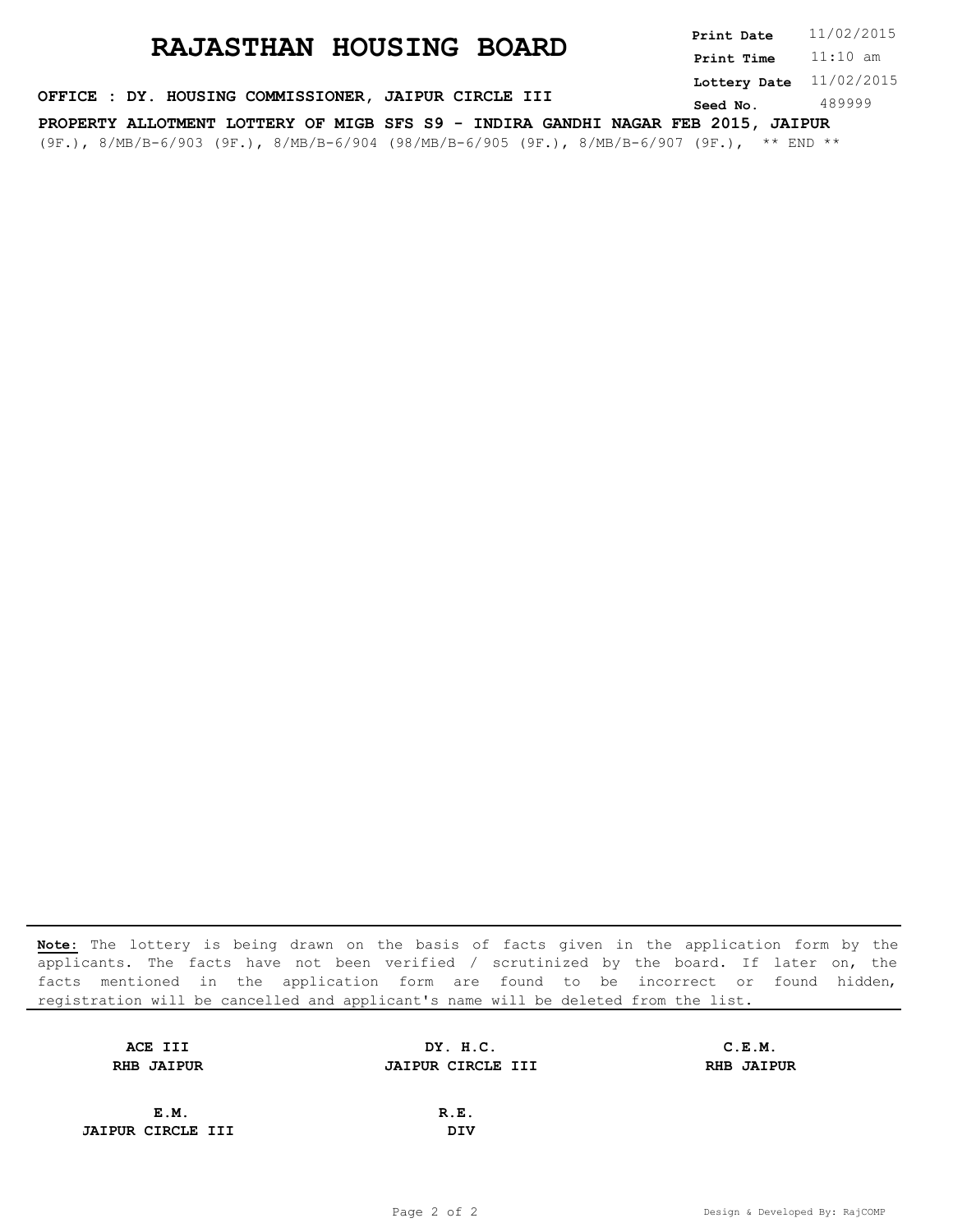# RAJASTHAN HOUSING BOARD

**Print Date** 11/02/2015
**Print Time** 11:10 am
**Lottery Date** 11/02/2015
**Seed No.** 489999

**OFFICE : DY. HOUSING COMMISSIONER, JAIPUR CIRCLE III**

**PROPERTY ALLOTMENT LOTTERY OF MIGB SFS S9 - INDIRA GANDHI NAGAR FEB 2015, JAIPUR**

(9F.), 8/MB/B-6/903 (9F.), 8/MB/B-6/904 (98/MB/B-6/905 (9F.), 8/MB/B-6/907 (9F.), ** END **

**Note:** The lottery is being drawn on the basis of facts given in the application form by the applicants. The facts have not been verified / scrutinized by the board. If later on, the facts mentioned in the application form are found to be incorrect or found hidden, registration will be cancelled and applicant's name will be deleted from the list.

| | | |
|---|---|---|
| **ACE III**<br>**RHB JAIPUR** | **DY. H.C.**<br>**JAIPUR CIRCLE III** | **C.E.M.**<br>**RHB JAIPUR** |
| **E.M.**<br>**JAIPUR CIRCLE III** | **R.E.**<br>**DIV** | |

Design & Developed By: RajCOMP